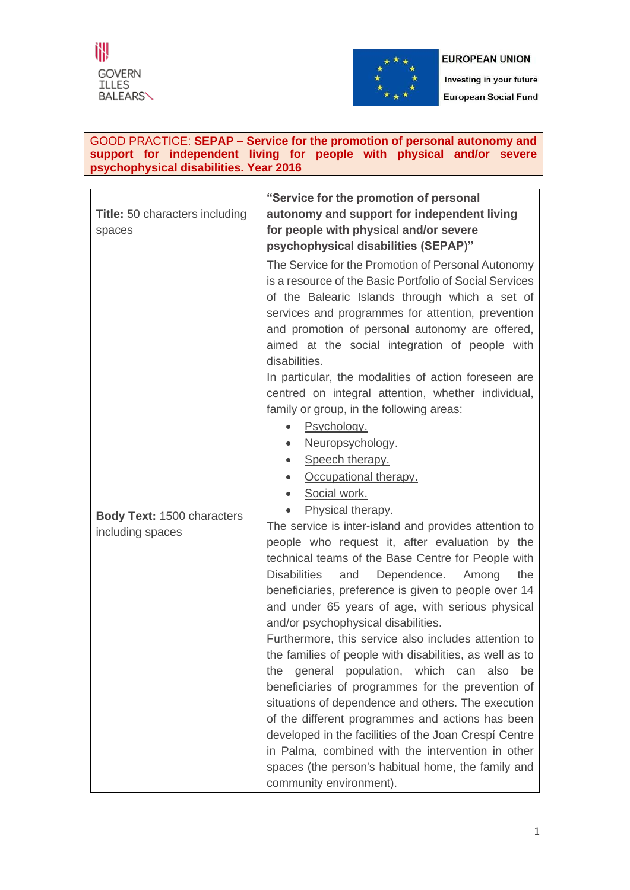GOVERN ILLES BALEARS

EUROPEAN UNION
Investing in your future
European Social Fund

GOOD PRACTICE: **SEPAP – Service for the promotion of personal autonomy and support for independent living for people with physical and/or severe psychophysical disabilities. Year 2016**

| **Title:** 50 characters including spaces | **"Service for the promotion of personal autonomy and support for independent living for people with physical and/or severe psychophysical disabilities (SEPAP)"** |
|---|---|
| **Body Text:** 1500 characters including spaces | The Service for the Promotion of Personal Autonomy is a resource of the Basic Portfolio of Social Services of the Balearic Islands through which a set of services and programmes for attention, prevention and promotion of personal autonomy are offered, aimed at the social integration of people with disabilities.<br>In particular, the modalities of action foreseen are centred on integral attention, whether individual, family or group, in the following areas:<br>• Psychology.<br>• Neuropsychology.<br>• Speech therapy.<br>• Occupational therapy.<br>• Social work.<br>• Physical therapy.<br>The service is inter-island and provides attention to people who request it, after evaluation by the technical teams of the Base Centre for People with Disabilities and Dependence. Among the beneficiaries, preference is given to people over 14 and under 65 years of age, with serious physical and/or psychophysical disabilities.<br>Furthermore, this service also includes attention to the families of people with disabilities, as well as to the general population, which can also be beneficiaries of programmes for the prevention of situations of dependence and others. The execution of the different programmes and actions has been developed in the facilities of the Joan Crespí Centre in Palma, combined with the intervention in other spaces (the person's habitual home, the family and community environment). |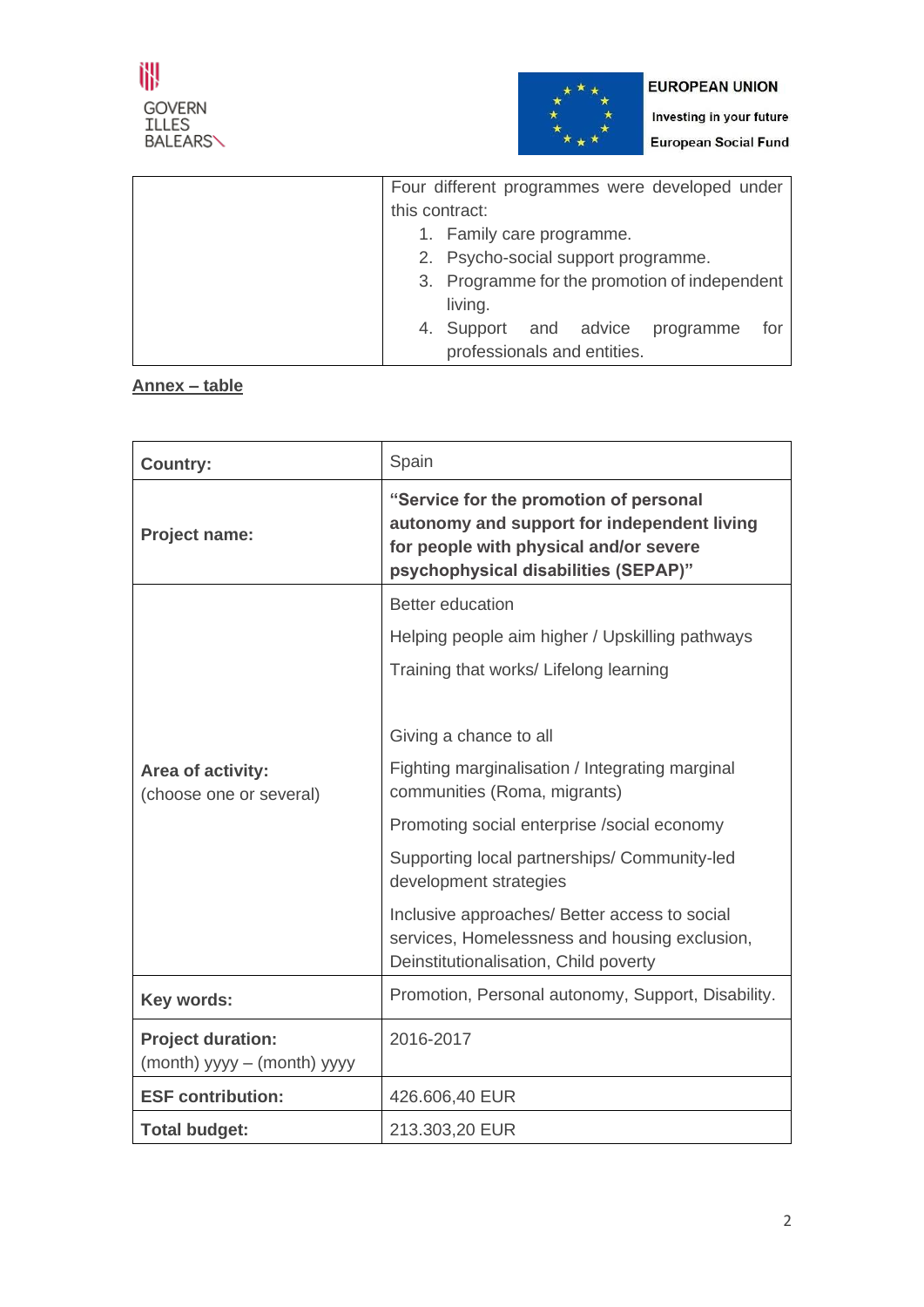| | Four different programmes were developed under this contract:<br>1. Family care programme.<br>2. Psycho-social support programme.<br>3. Programme for the promotion of independent living.<br>4. Support and advice programme for professionals and entities. |
|---|---|

**Annex – table**

| **Country:** | Spain |
|---|---|
| **Project name:** | **"Service for the promotion of personal autonomy and support for independent living for people with physical and/or severe psychophysical disabilities (SEPAP)"** |
| **Area of activity:**<br>(choose one or several) | Better education<br>Helping people aim higher / Upskilling pathways<br>Training that works/ Lifelong learning<br><br>Giving a chance to all<br>Fighting marginalisation / Integrating marginal communities (Roma, migrants)<br>Promoting social enterprise /social economy<br>Supporting local partnerships/ Community-led development strategies<br>Inclusive approaches/ Better access to social services, Homelessness and housing exclusion, Deinstitutionalisation, Child poverty |
| **Key words:** | Promotion, Personal autonomy, Support, Disability. |
| **Project duration:**<br>(month) yyyy – (month) yyyy | 2016-2017 |
| **ESF contribution:** | 426.606,40 EUR |
| **Total budget:** | 213.303,20 EUR |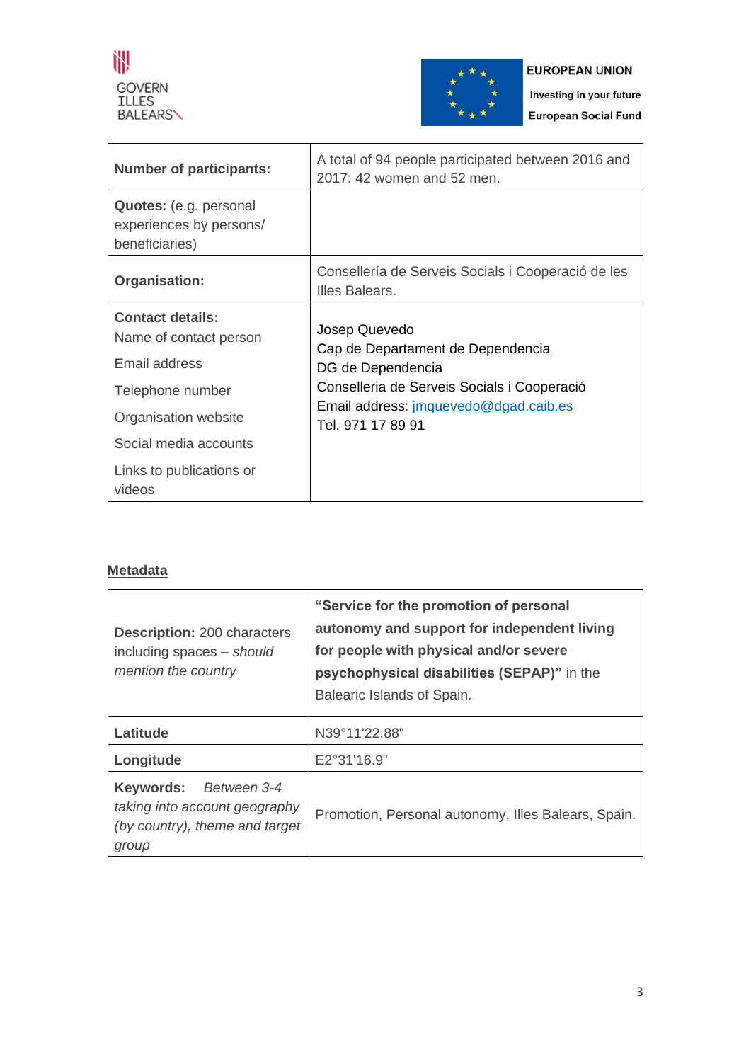| | |
|---|---|
| **Number of participants:** | A total of 94 people participated between 2016 and 2017: 42 women and 52 men. |
| **Quotes:** (e.g. personal experiences by persons/ beneficiaries) | |
| **Organisation:** | Consellería de Serveis Socials i Cooperació de les Illes Balears. |
| **Contact details:**<br>Name of contact person<br>Email address<br>Telephone number<br>Organisation website<br>Social media accounts<br>Links to publications or videos | Josep Quevedo<br>Cap de Departament de Dependencia<br>DG de Dependencia<br>Conselleria de Serveis Socials i Cooperació<br>Email address: jmquevedo@dgad.caib.es<br>Tel. 971 17 89 91 |

## Metadata

| | |
|---|---|
| **Description:** 200 characters including spaces – *should mention the country* | **"Service for the promotion of personal autonomy and support for independent living for people with physical and/or severe psychophysical disabilities (SEPAP)"** in the Balearic Islands of Spain. |
| **Latitude** | N39°11'22.88" |
| **Longitude** | E2°31'16.9" |
| **Keywords:** *Between 3-4 taking into account geography (by country), theme and target group* | Promotion, Personal autonomy, Illes Balears, Spain. |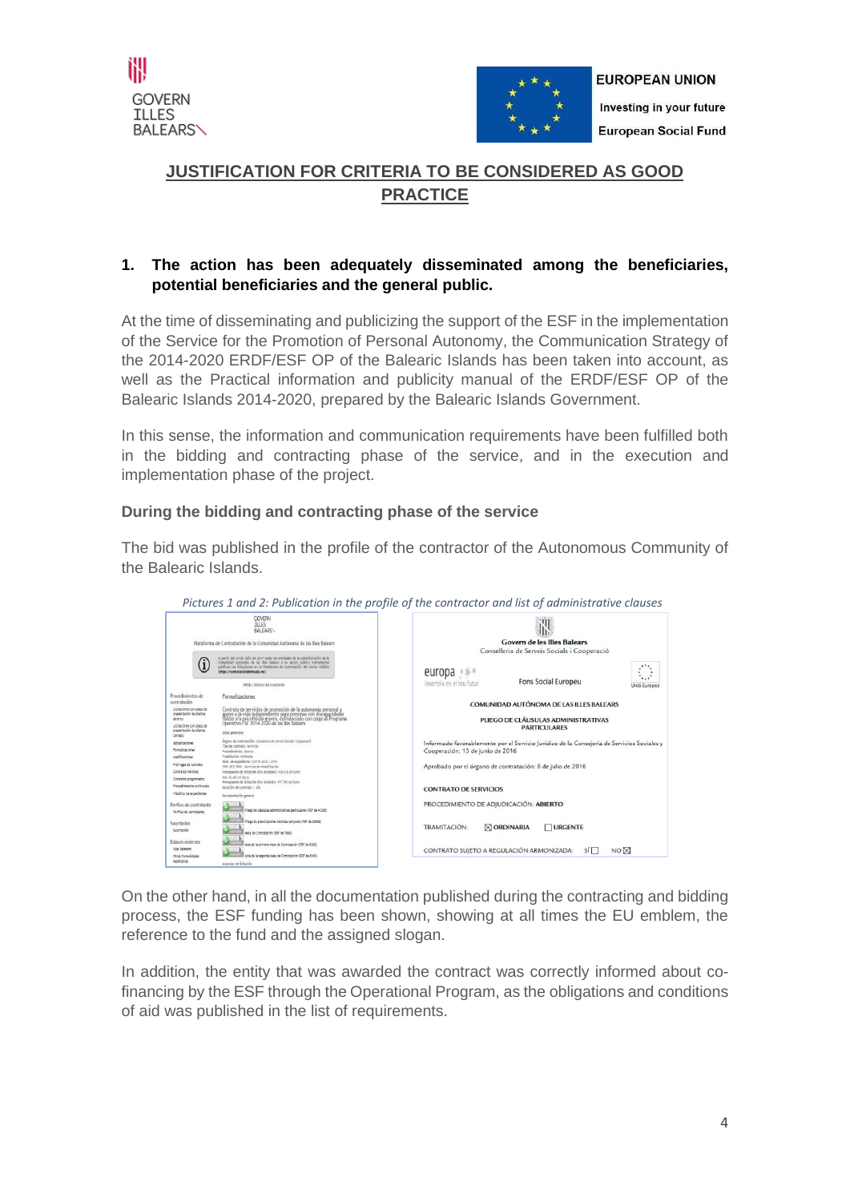## JUSTIFICATION FOR CRITERIA TO BE CONSIDERED AS GOOD PRACTICE

### 1. The action has been adequately disseminated among the beneficiaries, potential beneficiaries and the general public.

At the time of disseminating and publicizing the support of the ESF in the implementation of the Service for the Promotion of Personal Autonomy, the Communication Strategy of the 2014-2020 ERDF/ESF OP of the Balearic Islands has been taken into account, as well as the Practical information and publicity manual of the ERDF/ESF OP of the Balearic Islands 2014-2020, prepared by the Balearic Islands Government.

In this sense, the information and communication requirements have been fulfilled both in the bidding and contracting phase of the service, and in the execution and implementation phase of the project.

#### During the bidding and contracting phase of the service

The bid was published in the profile of the contractor of the Autonomous Community of the Balearic Islands.

*Pictures 1 and 2: Publication in the profile of the contractor and list of administrative clauses*

On the other hand, in all the documentation published during the contracting and bidding process, the ESF funding has been shown, showing at all times the EU emblem, the reference to the fund and the assigned slogan.

In addition, the entity that was awarded the contract was correctly informed about co-financing by the ESF through the Operational Program, as the obligations and conditions of aid was published in the list of requirements.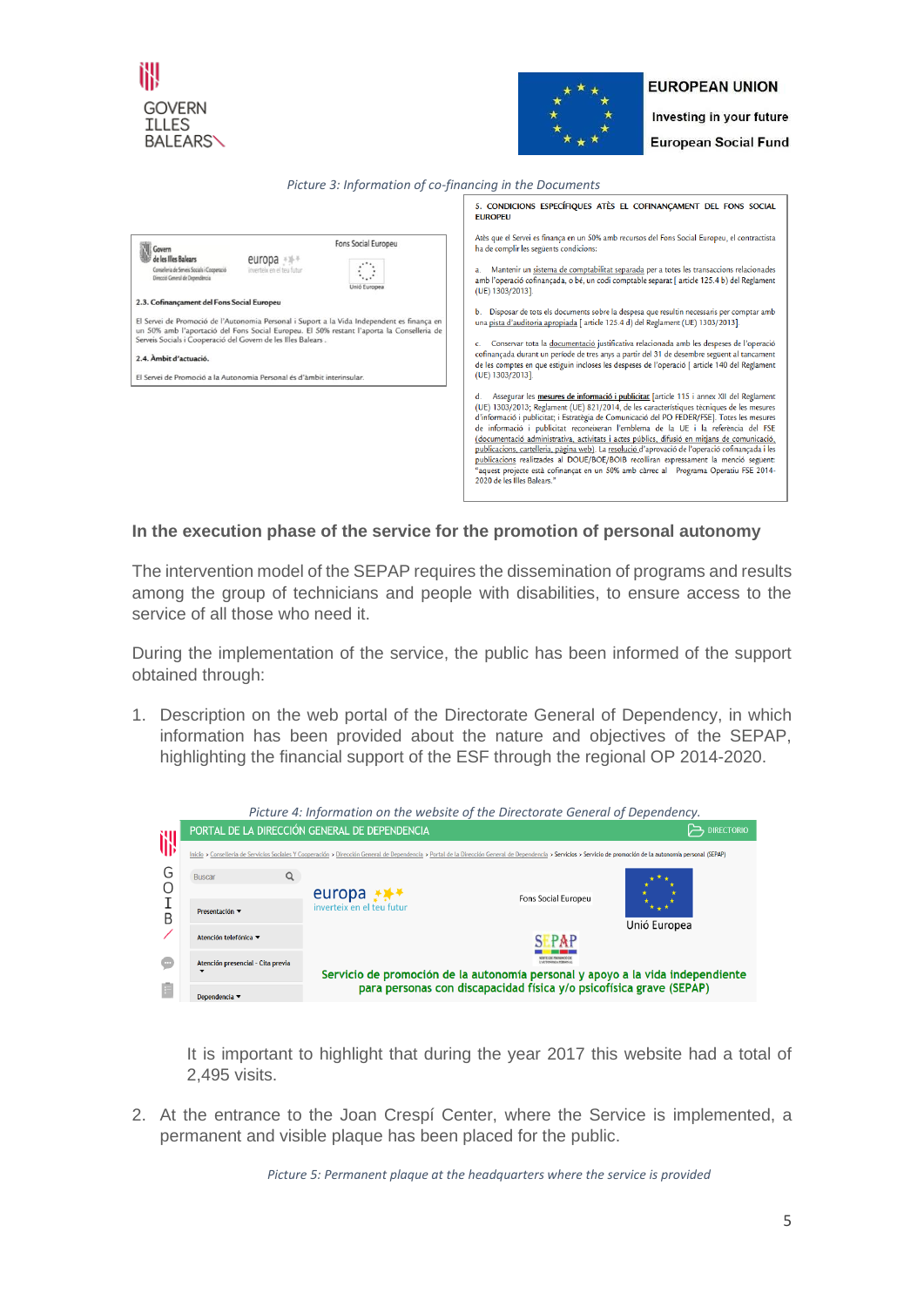*Picture 3: Information of co-financing in the Documents*

### In the execution phase of the service for the promotion of personal autonomy

The intervention model of the SEPAP requires the dissemination of programs and results among the group of technicians and people with disabilities, to ensure access to the service of all those who need it.

During the implementation of the service, the public has been informed of the support obtained through:

1. Description on the web portal of the Directorate General of Dependency, in which information has been provided about the nature and objectives of the SEPAP, highlighting the financial support of the ESF through the regional OP 2014-2020.

   *Picture 4: Information on the website of the Directorate General of Dependency.*

   It is important to highlight that during the year 2017 this website had a total of 2,495 visits.

2. At the entrance to the Joan Crespí Center, where the Service is implemented, a permanent and visible plaque has been placed for the public.

*Picture 5: Permanent plaque at the headquarters where the service is provided*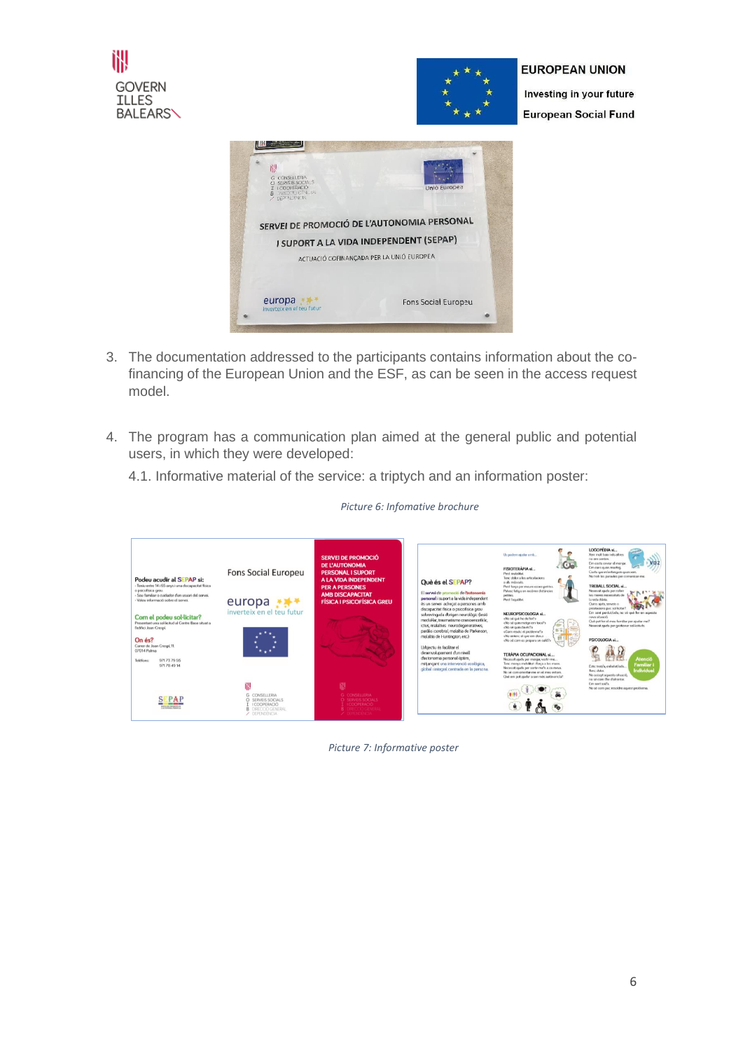3. The documentation addressed to the participants contains information about the co-financing of the European Union and the ESF, as can be seen in the access request model.

4. The program has a communication plan aimed at the general public and potential users, in which they were developed:

   4.1. Informative material of the service: a triptych and an information poster:

*Picture 6: Infomative brochure*

*Picture 7: Informative poster*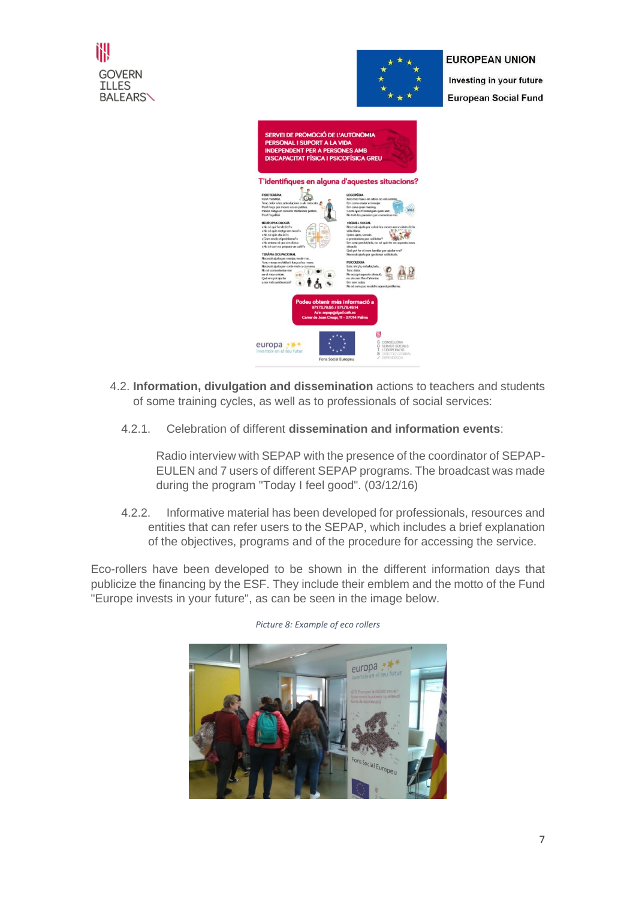4.2. **Information, divulgation and dissemination** actions to teachers and students of some training cycles, as well as to professionals of social services:

4.2.1. Celebration of different **dissemination and information events**:

Radio interview with SEPAP with the presence of the coordinator of SEPAP-EULEN and 7 users of different SEPAP programs. The broadcast was made during the program "Today I feel good". (03/12/16)

4.2.2. Informative material has been developed for professionals, resources and entities that can refer users to the SEPAP, which includes a brief explanation of the objectives, programs and of the procedure for accessing the service.

Eco-rollers have been developed to be shown in the different information days that publicize the financing by the ESF. They include their emblem and the motto of the Fund "Europe invests in your future", as can be seen in the image below.

*Picture 8: Example of eco rollers*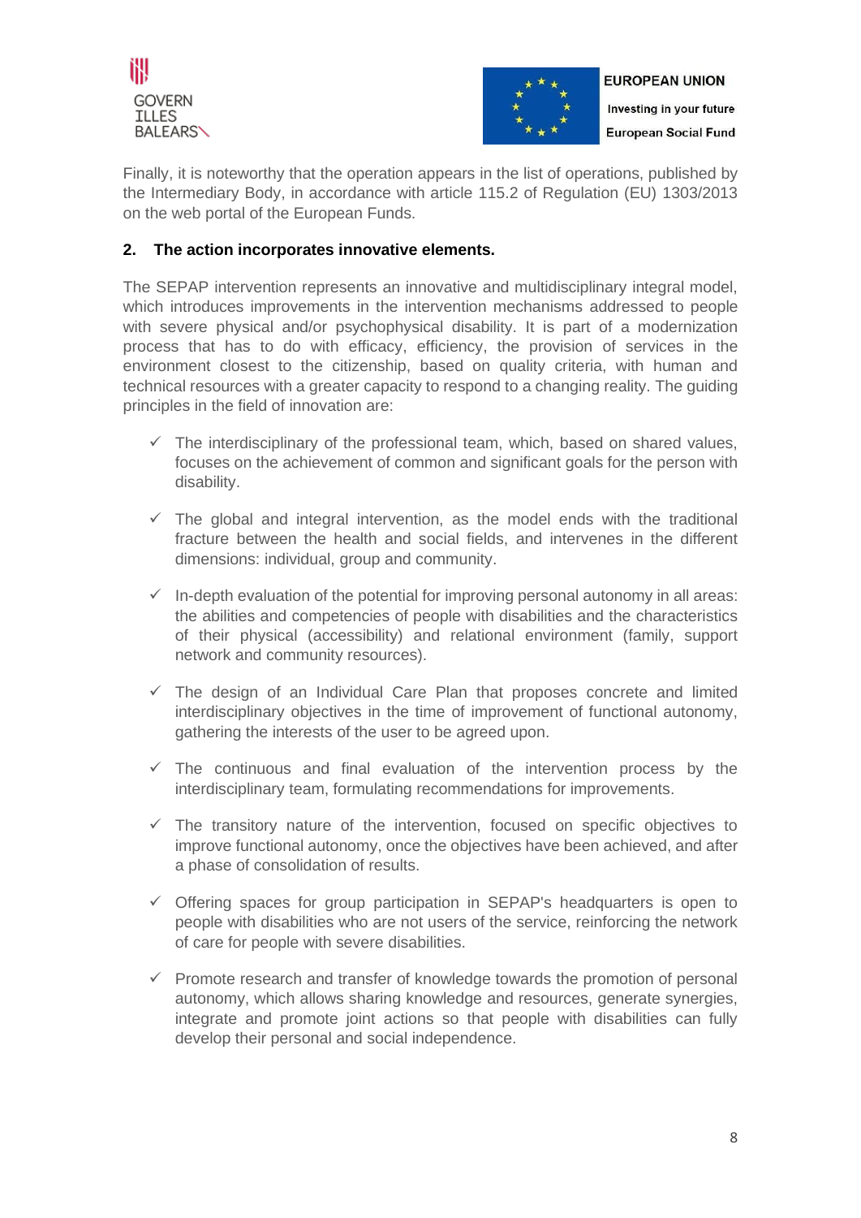Finally, it is noteworthy that the operation appears in the list of operations, published by the Intermediary Body, in accordance with article 115.2 of Regulation (EU) 1303/2013 on the web portal of the European Funds.

## 2. The action incorporates innovative elements.

The SEPAP intervention represents an innovative and multidisciplinary integral model, which introduces improvements in the intervention mechanisms addressed to people with severe physical and/or psychophysical disability. It is part of a modernization process that has to do with efficacy, efficiency, the provision of services in the environment closest to the citizenship, based on quality criteria, with human and technical resources with a greater capacity to respond to a changing reality. The guiding principles in the field of innovation are:

- ✓ The interdisciplinary of the professional team, which, based on shared values, focuses on the achievement of common and significant goals for the person with disability.
- ✓ The global and integral intervention, as the model ends with the traditional fracture between the health and social fields, and intervenes in the different dimensions: individual, group and community.
- ✓ In-depth evaluation of the potential for improving personal autonomy in all areas: the abilities and competencies of people with disabilities and the characteristics of their physical (accessibility) and relational environment (family, support network and community resources).
- ✓ The design of an Individual Care Plan that proposes concrete and limited interdisciplinary objectives in the time of improvement of functional autonomy, gathering the interests of the user to be agreed upon.
- ✓ The continuous and final evaluation of the intervention process by the interdisciplinary team, formulating recommendations for improvements.
- ✓ The transitory nature of the intervention, focused on specific objectives to improve functional autonomy, once the objectives have been achieved, and after a phase of consolidation of results.
- ✓ Offering spaces for group participation in SEPAP's headquarters is open to people with disabilities who are not users of the service, reinforcing the network of care for people with severe disabilities.
- ✓ Promote research and transfer of knowledge towards the promotion of personal autonomy, which allows sharing knowledge and resources, generate synergies, integrate and promote joint actions so that people with disabilities can fully develop their personal and social independence.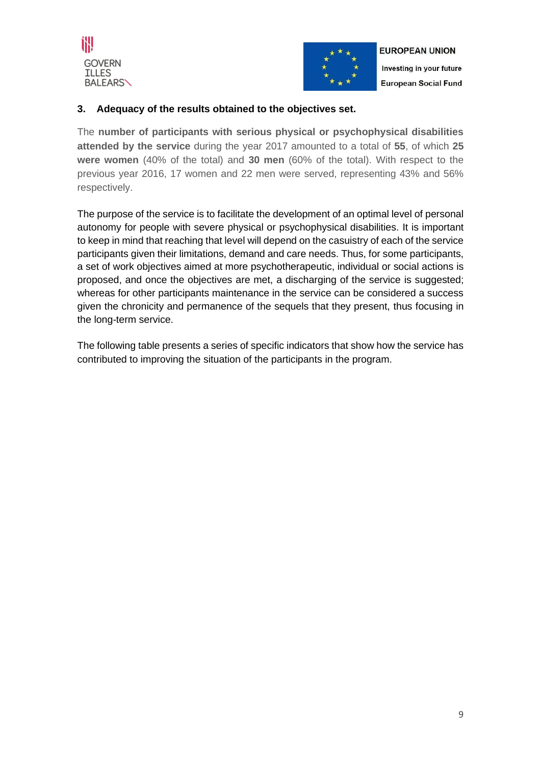### 3. Adequacy of the results obtained to the objectives set.

The **number of participants with serious physical or psychophysical disabilities attended by the service** during the year 2017 amounted to a total of **55**, of which **25 were women** (40% of the total) and **30 men** (60% of the total). With respect to the previous year 2016, 17 women and 22 men were served, representing 43% and 56% respectively.

The purpose of the service is to facilitate the development of an optimal level of personal autonomy for people with severe physical or psychophysical disabilities. It is important to keep in mind that reaching that level will depend on the casuistry of each of the service participants given their limitations, demand and care needs. Thus, for some participants, a set of work objectives aimed at more psychotherapeutic, individual or social actions is proposed, and once the objectives are met, a discharging of the service is suggested; whereas for other participants maintenance in the service can be considered a success given the chronicity and permanence of the sequels that they present, thus focusing in the long-term service.

The following table presents a series of specific indicators that show how the service has contributed to improving the situation of the participants in the program.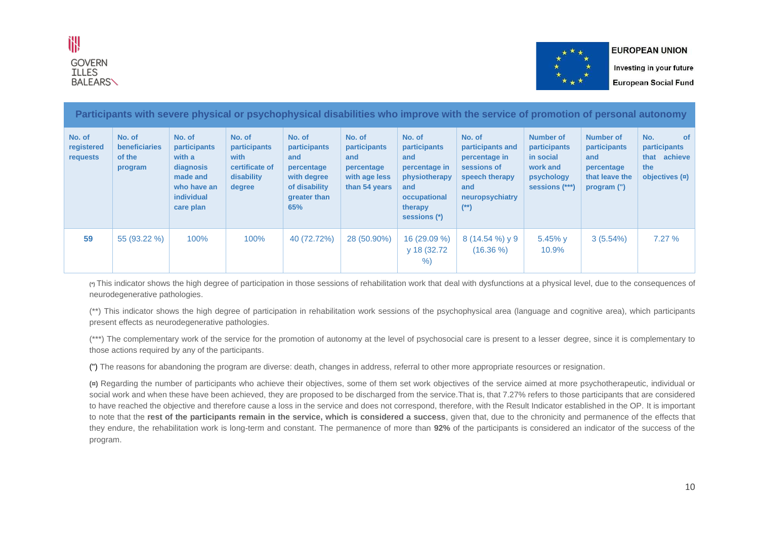GOVERN ILLES BALEARS

EUROPEAN UNION
Investing in your future
European Social Fund

| Participants with severe physical or psychophysical disabilities who improve with the service of promotion of personal autonomy | | | | | | | | | | |
|---|---|---|---|---|---|---|---|---|---|---|
| **No. of registered requests** | **No. of beneficiaries of the program** | **No. of participants with a diagnosis made and who have an individual care plan** | **No. of participants with certificate of disability degree** | **No. of participants and percentage with degree of disability greater than 65%** | **No. of participants and percentage with age less than 54 years** | **No. of participants and percentage in physiotherapy and occupational therapy sessions (*)** | **No. of participants and percentage in sessions of speech therapy and neuropsychiatry (**)** | **Number of participants in social work and psychology sessions (***)** | **Number of participants and percentage that leave the program (")** | **No. of participants that achieve the objectives (¤)** |
| **59** | 55 (93.22 %) | 100% | 100% | 40 (72.72%) | 28 (50.90%) | 16 (29.09 %) y 18 (32.72 %) | 8 (14.54 %) y 9 (16.36 %) | 5.45% y 10.9% | 3 (5.54%) | 7.27 % |

(*) This indicator shows the high degree of participation in those sessions of rehabilitation work that deal with dysfunctions at a physical level, due to the consequences of neurodegenerative pathologies.

(**) This indicator shows the high degree of participation in rehabilitation work sessions of the psychophysical area (language and cognitive area), which participants present effects as neurodegenerative pathologies.

(***) The complementary work of the service for the promotion of autonomy at the level of psychosocial care is present to a lesser degree, since it is complementary to those actions required by any of the participants.

(") The reasons for abandoning the program are diverse: death, changes in address, referral to other more appropriate resources or resignation.

(¤) Regarding the number of participants who achieve their objectives, some of them set work objectives of the service aimed at more psychotherapeutic, individual or social work and when these have been achieved, they are proposed to be discharged from the service.That is, that 7.27% refers to those participants that are considered to have reached the objective and therefore cause a loss in the service and does not correspond, therefore, with the Result Indicator established in the OP. It is important to note that the **rest of the participants remain in the service, which is considered a success**, given that, due to the chronicity and permanence of the effects that they endure, the rehabilitation work is long-term and constant. The permanence of more than **92%** of the participants is considered an indicator of the success of the program.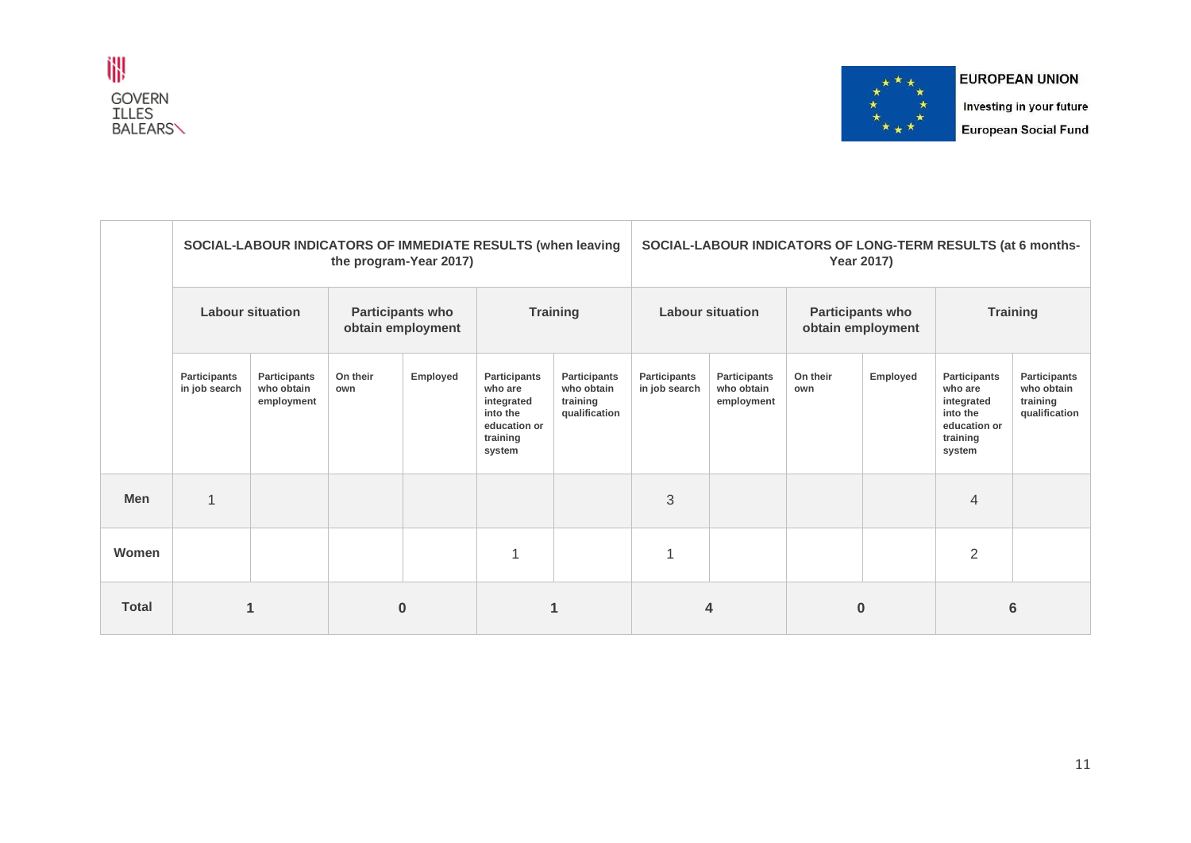| | SOCIAL-LABOUR INDICATORS OF IMMEDIATE RESULTS (when leaving the program-Year 2017) | | | | | | SOCIAL-LABOUR INDICATORS OF LONG-TERM RESULTS (at 6 months-Year 2017) | | | | | |
|---|---|---|---|---|---|---|---|---|---|---|---|---|
| | Labour situation | | Participants who obtain employment | | Training | | Labour situation | | Participants who obtain employment | | Training | |
| | Participants in job search | Participants who obtain employment | On their own | Employed | Participants who are integrated into the education or training system | Participants who obtain training qualification | Participants in job search | Participants who obtain employment | On their own | Employed | Participants who are integrated into the education or training system | Participants who obtain training qualification |
| **Men** | 1 | | | | | | 3 | | | | 4 | |
| **Women** | | | | | 1 | | 1 | | | | 2 | |
| **Total** | **1** | | **0** | | **1** | | **4** | | **0** | | **6** | |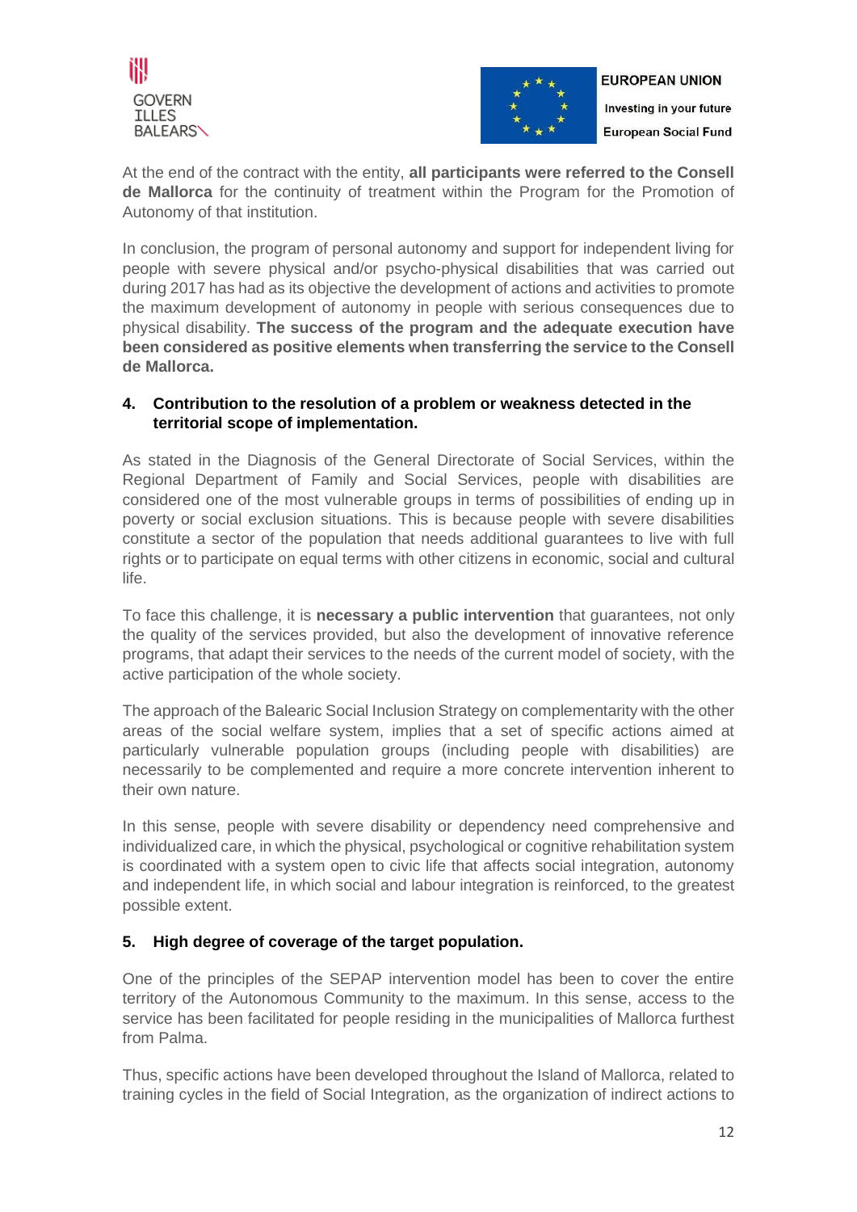At the end of the contract with the entity, **all participants were referred to the Consell de Mallorca** for the continuity of treatment within the Program for the Promotion of Autonomy of that institution.

In conclusion, the program of personal autonomy and support for independent living for people with severe physical and/or psycho-physical disabilities that was carried out during 2017 has had as its objective the development of actions and activities to promote the maximum development of autonomy in people with serious consequences due to physical disability. **The success of the program and the adequate execution have been considered as positive elements when transferring the service to the Consell de Mallorca.**

### 4. Contribution to the resolution of a problem or weakness detected in the territorial scope of implementation.

As stated in the Diagnosis of the General Directorate of Social Services, within the Regional Department of Family and Social Services, people with disabilities are considered one of the most vulnerable groups in terms of possibilities of ending up in poverty or social exclusion situations. This is because people with severe disabilities constitute a sector of the population that needs additional guarantees to live with full rights or to participate on equal terms with other citizens in economic, social and cultural life.

To face this challenge, it is **necessary a public intervention** that guarantees, not only the quality of the services provided, but also the development of innovative reference programs, that adapt their services to the needs of the current model of society, with the active participation of the whole society.

The approach of the Balearic Social Inclusion Strategy on complementarity with the other areas of the social welfare system, implies that a set of specific actions aimed at particularly vulnerable population groups (including people with disabilities) are necessarily to be complemented and require a more concrete intervention inherent to their own nature.

In this sense, people with severe disability or dependency need comprehensive and individualized care, in which the physical, psychological or cognitive rehabilitation system is coordinated with a system open to civic life that affects social integration, autonomy and independent life, in which social and labour integration is reinforced, to the greatest possible extent.

### 5. High degree of coverage of the target population.

One of the principles of the SEPAP intervention model has been to cover the entire territory of the Autonomous Community to the maximum. In this sense, access to the service has been facilitated for people residing in the municipalities of Mallorca furthest from Palma.

Thus, specific actions have been developed throughout the Island of Mallorca, related to training cycles in the field of Social Integration, as the organization of indirect actions to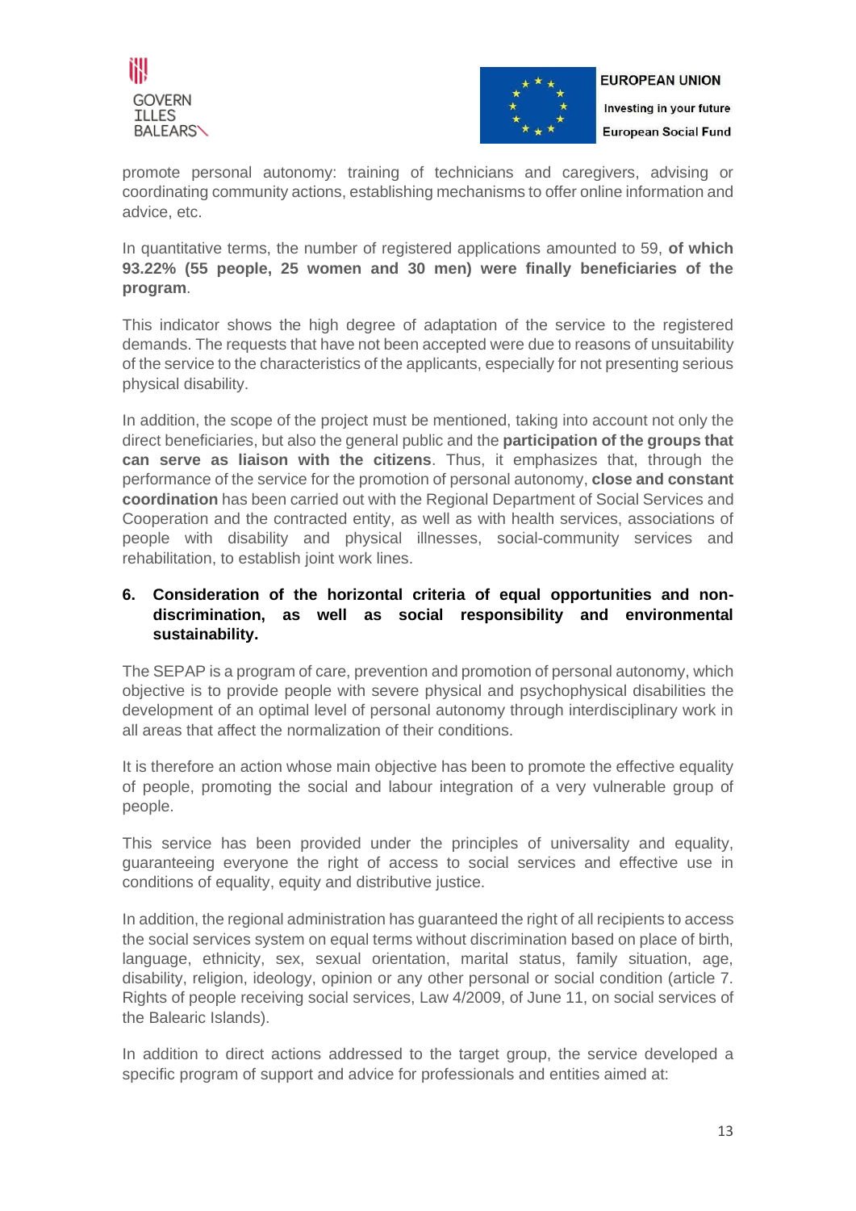promote personal autonomy: training of technicians and caregivers, advising or coordinating community actions, establishing mechanisms to offer online information and advice, etc.

In quantitative terms, the number of registered applications amounted to 59, **of which 93.22% (55 people, 25 women and 30 men) were finally beneficiaries of the program**.

This indicator shows the high degree of adaptation of the service to the registered demands. The requests that have not been accepted were due to reasons of unsuitability of the service to the characteristics of the applicants, especially for not presenting serious physical disability.

In addition, the scope of the project must be mentioned, taking into account not only the direct beneficiaries, but also the general public and the **participation of the groups that can serve as liaison with the citizens**. Thus, it emphasizes that, through the performance of the service for the promotion of personal autonomy, **close and constant coordination** has been carried out with the Regional Department of Social Services and Cooperation and the contracted entity, as well as with health services, associations of people with disability and physical illnesses, social-community services and rehabilitation, to establish joint work lines.

## 6. Consideration of the horizontal criteria of equal opportunities and non-discrimination, as well as social responsibility and environmental sustainability.

The SEPAP is a program of care, prevention and promotion of personal autonomy, which objective is to provide people with severe physical and psychophysical disabilities the development of an optimal level of personal autonomy through interdisciplinary work in all areas that affect the normalization of their conditions.

It is therefore an action whose main objective has been to promote the effective equality of people, promoting the social and labour integration of a very vulnerable group of people.

This service has been provided under the principles of universality and equality, guaranteeing everyone the right of access to social services and effective use in conditions of equality, equity and distributive justice.

In addition, the regional administration has guaranteed the right of all recipients to access the social services system on equal terms without discrimination based on place of birth, language, ethnicity, sex, sexual orientation, marital status, family situation, age, disability, religion, ideology, opinion or any other personal or social condition (article 7. Rights of people receiving social services, Law 4/2009, of June 11, on social services of the Balearic Islands).

In addition to direct actions addressed to the target group, the service developed a specific program of support and advice for professionals and entities aimed at: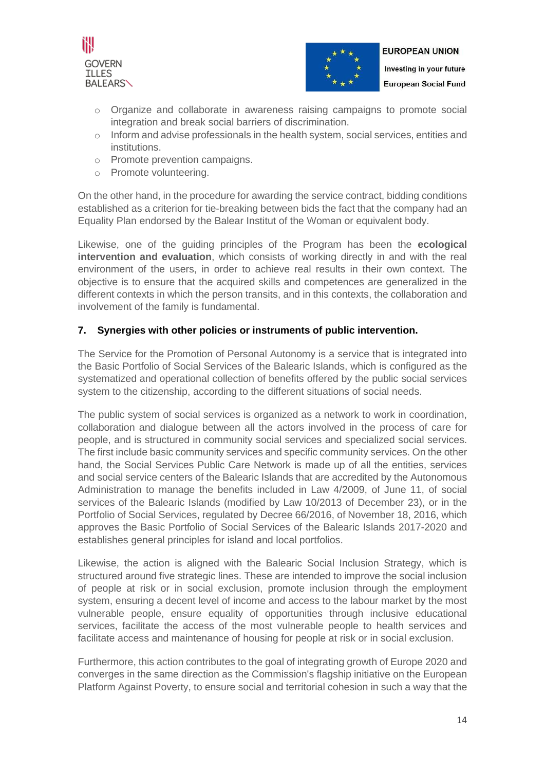- Organize and collaborate in awareness raising campaigns to promote social integration and break social barriers of discrimination.
- Inform and advise professionals in the health system, social services, entities and institutions.
- Promote prevention campaigns.
- Promote volunteering.

On the other hand, in the procedure for awarding the service contract, bidding conditions established as a criterion for tie-breaking between bids the fact that the company had an Equality Plan endorsed by the Balear Institut of the Woman or equivalent body.

Likewise, one of the guiding principles of the Program has been the **ecological intervention and evaluation**, which consists of working directly in and with the real environment of the users, in order to achieve real results in their own context. The objective is to ensure that the acquired skills and competences are generalized in the different contexts in which the person transits, and in this contexts, the collaboration and involvement of the family is fundamental.

## 7. Synergies with other policies or instruments of public intervention.

The Service for the Promotion of Personal Autonomy is a service that is integrated into the Basic Portfolio of Social Services of the Balearic Islands, which is configured as the systematized and operational collection of benefits offered by the public social services system to the citizenship, according to the different situations of social needs.

The public system of social services is organized as a network to work in coordination, collaboration and dialogue between all the actors involved in the process of care for people, and is structured in community social services and specialized social services. The first include basic community services and specific community services. On the other hand, the Social Services Public Care Network is made up of all the entities, services and social service centers of the Balearic Islands that are accredited by the Autonomous Administration to manage the benefits included in Law 4/2009, of June 11, of social services of the Balearic Islands (modified by Law 10/2013 of December 23), or in the Portfolio of Social Services, regulated by Decree 66/2016, of November 18, 2016, which approves the Basic Portfolio of Social Services of the Balearic Islands 2017-2020 and establishes general principles for island and local portfolios.

Likewise, the action is aligned with the Balearic Social Inclusion Strategy, which is structured around five strategic lines. These are intended to improve the social inclusion of people at risk or in social exclusion, promote inclusion through the employment system, ensuring a decent level of income and access to the labour market by the most vulnerable people, ensure equality of opportunities through inclusive educational services, facilitate the access of the most vulnerable people to health services and facilitate access and maintenance of housing for people at risk or in social exclusion.

Furthermore, this action contributes to the goal of integrating growth of Europe 2020 and converges in the same direction as the Commission's flagship initiative on the European Platform Against Poverty, to ensure social and territorial cohesion in such a way that the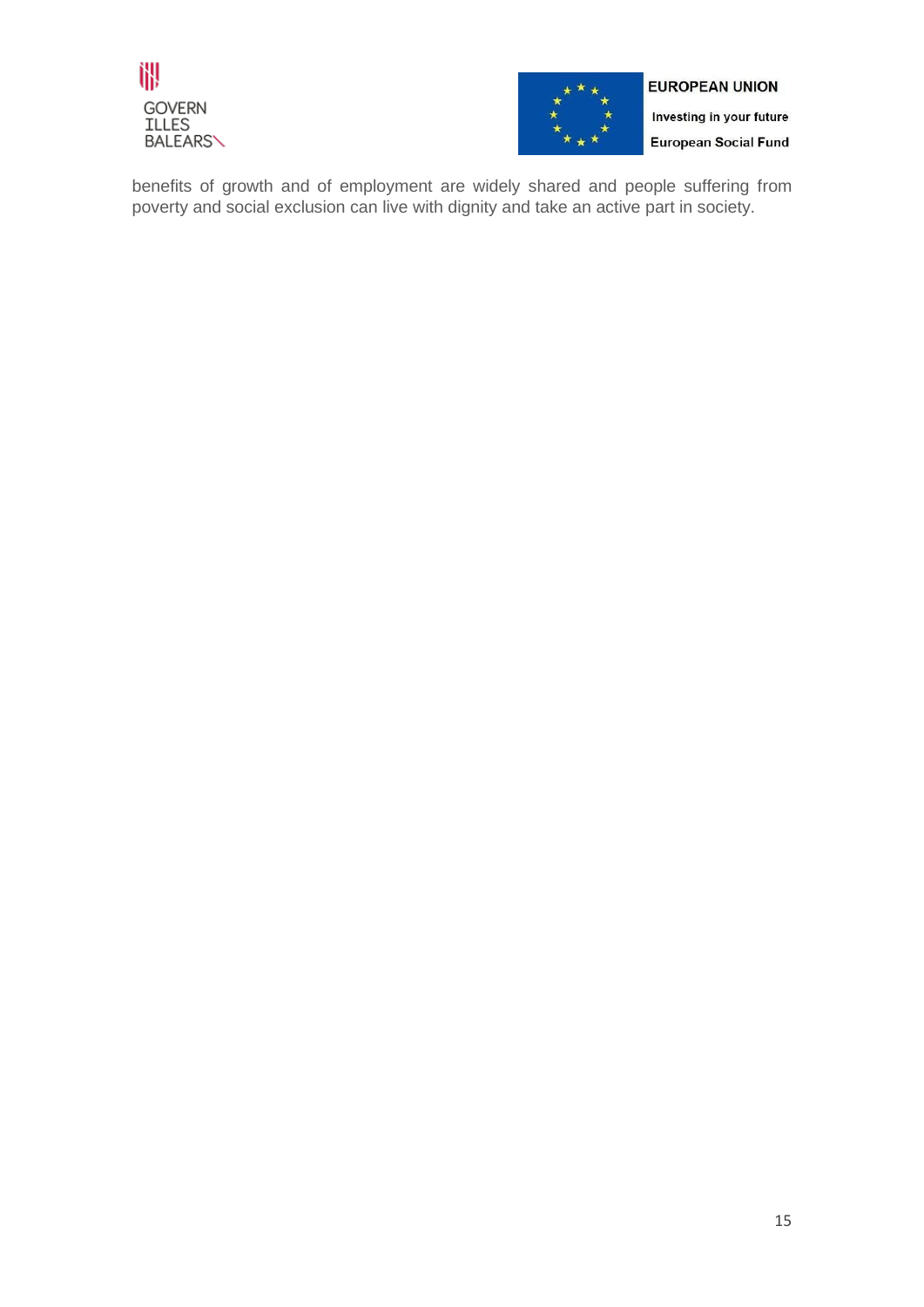benefits of growth and of employment are widely shared and people suffering from poverty and social exclusion can live with dignity and take an active part in society.